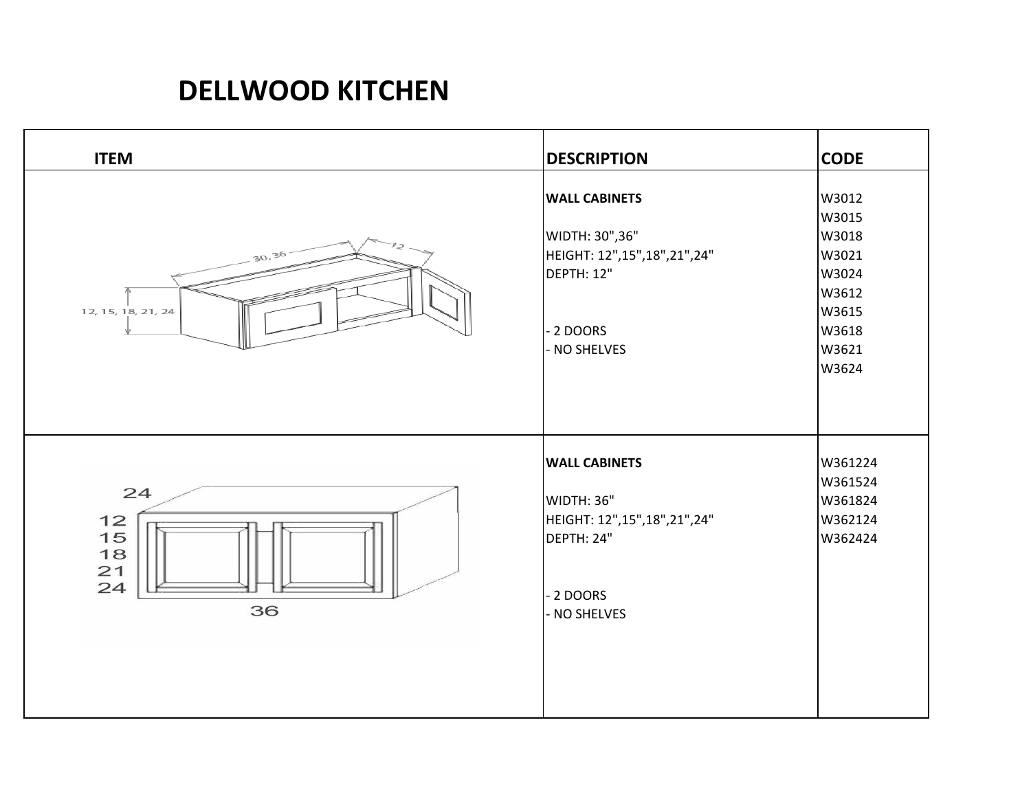# DELLWOOD KITCHEN

| ITEM | DESCRIPTION | CODE |
|---|---|---|
| | **WALL CABINETS**<br><br>WIDTH: 30",36"<br>HEIGHT: 12",15",18",21",24"<br>DEPTH: 12"<br><br>- 2 DOORS<br>- NO SHELVES | W3012<br>W3015<br>W3018<br>W3021<br>W3024<br>W3612<br>W3615<br>W3618<br>W3621<br>W3624 |
| | **WALL CABINETS**<br><br>WIDTH: 36"<br>HEIGHT: 12",15",18",21",24"<br>DEPTH: 24"<br><br>- 2 DOORS<br>- NO SHELVES | W361224<br>W361524<br>W361824<br>W362124<br>W362424 |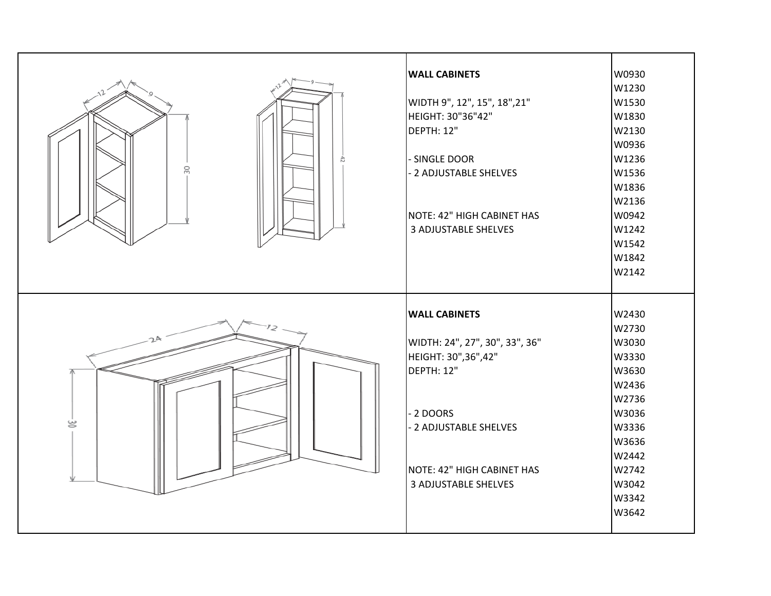| | Description | Codes |
|---|---|---|
| | **WALL CABINETS**<br><br>WIDTH 9", 12", 15", 18",21"<br>HEIGHT: 30"36"42"<br>DEPTH: 12"<br><br>- SINGLE DOOR<br>- 2 ADJUSTABLE SHELVES<br><br>NOTE: 42" HIGH CABINET HAS<br>3 ADJUSTABLE SHELVES | W0930<br>W1230<br>W1530<br>W1830<br>W2130<br>W0936<br>W1236<br>W1536<br>W1836<br>W2136<br>W0942<br>W1242<br>W1542<br>W1842<br>W2142 |
| | **WALL CABINETS**<br><br>WIDTH: 24", 27", 30", 33", 36"<br>HEIGHT: 30",36",42"<br>DEPTH: 12"<br><br>- 2 DOORS<br>- 2 ADJUSTABLE SHELVES<br><br>NOTE: 42" HIGH CABINET HAS<br>3 ADJUSTABLE SHELVES | W2430<br>W2730<br>W3030<br>W3330<br>W3630<br>W2436<br>W2736<br>W3036<br>W3336<br>W3636<br>W2442<br>W2742<br>W3042<br>W3342<br>W3642 |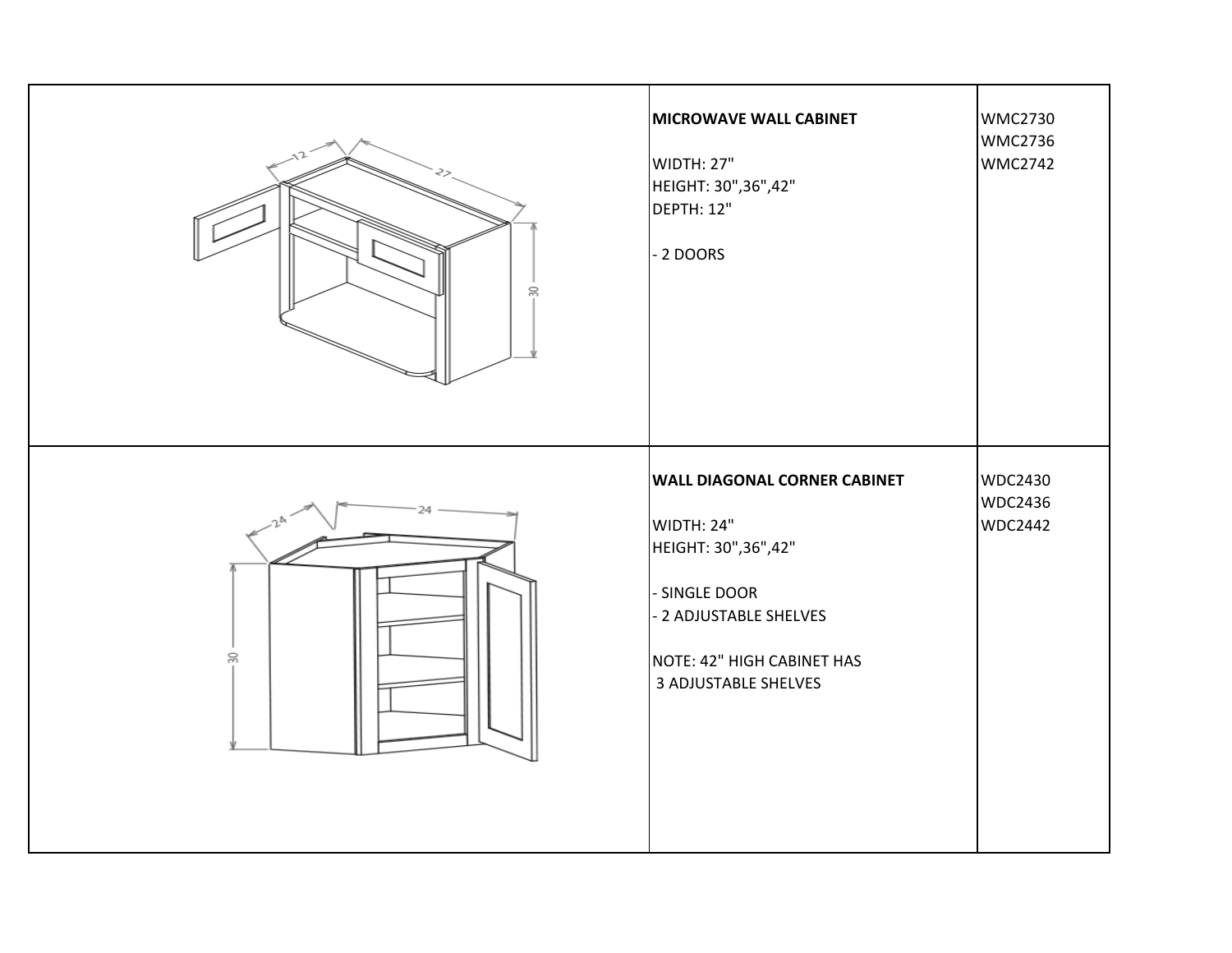| | | |
|---|---|---|
| | **MICROWAVE WALL CABINET**<br><br>WIDTH: 27"<br>HEIGHT: 30",36",42"<br>DEPTH: 12"<br><br>- 2 DOORS | WMC2730<br>WMC2736<br>WMC2742 |
| | **WALL DIAGONAL CORNER CABINET**<br><br>WIDTH: 24"<br>HEIGHT: 30",36",42"<br><br>- SINGLE DOOR<br>- 2 ADJUSTABLE SHELVES<br><br>NOTE: 42" HIGH CABINET HAS 3 ADJUSTABLE SHELVES | WDC2430<br>WDC2436<br>WDC2442 |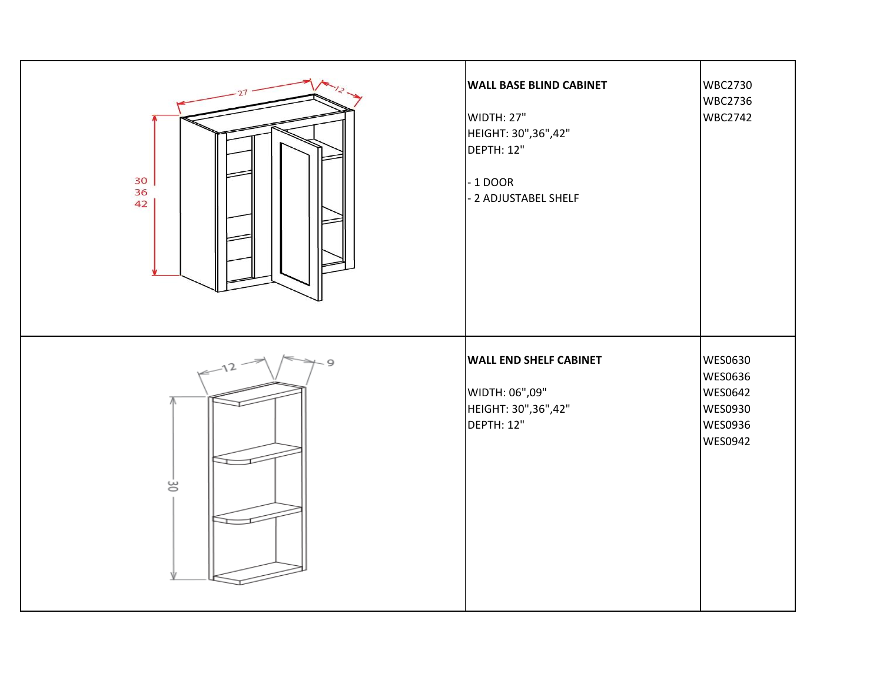| | | |
|---|---|---|
| | **WALL BASE BLIND CABINET**<br><br>WIDTH: 27"<br>HEIGHT: 30",36",42"<br>DEPTH: 12"<br><br>- 1 DOOR<br>- 2 ADJUSTABEL SHELF | WBC2730<br>WBC2736<br>WBC2742 |
| | **WALL END SHELF CABINET**<br><br>WIDTH: 06",09"<br>HEIGHT: 30",36",42"<br>DEPTH: 12" | WES0630<br>WES0636<br>WES0642<br>WES0930<br>WES0936<br>WES0942 |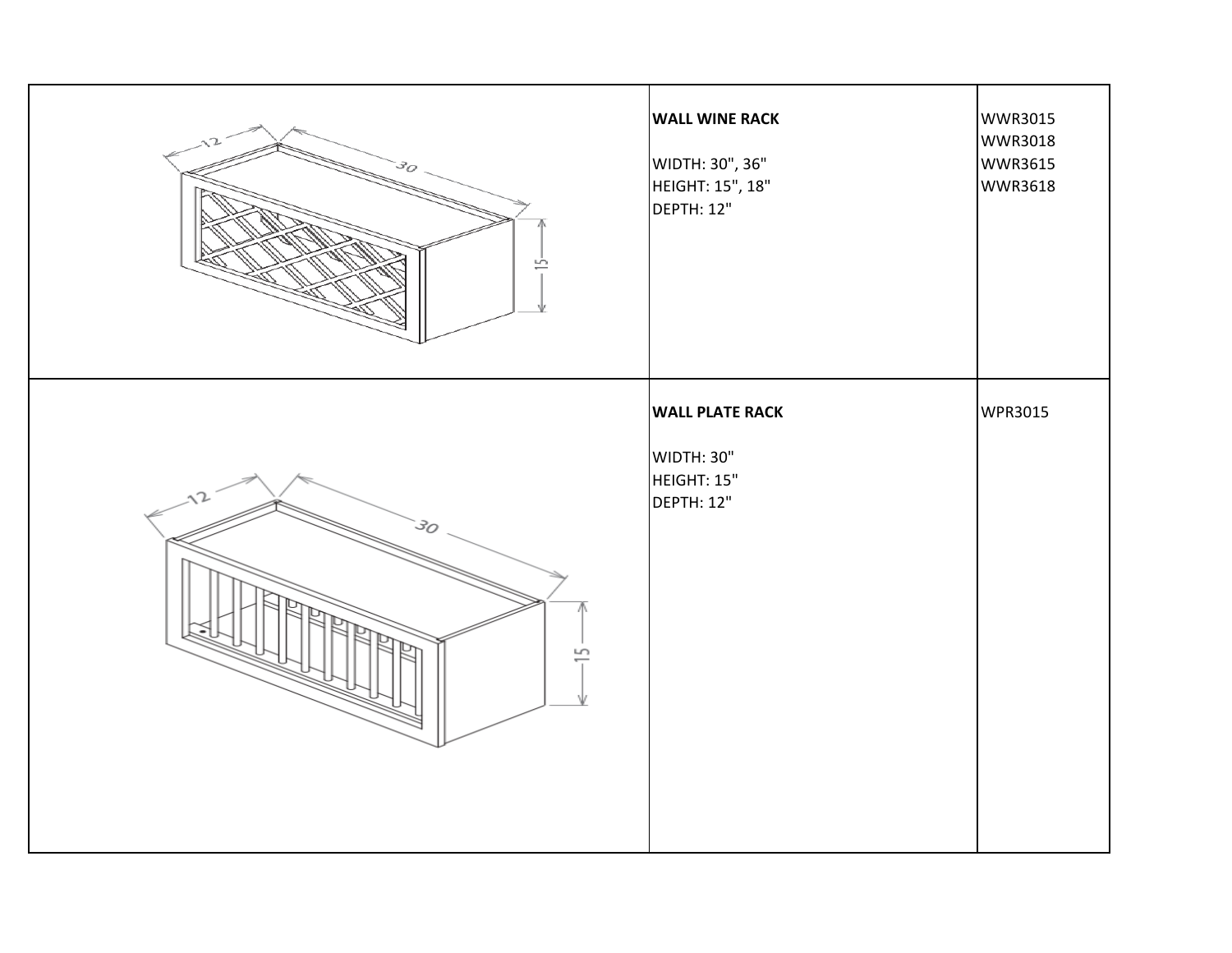| | | |
|---|---|---|
| | **WALL WINE RACK**<br><br>WIDTH: 30", 36"<br>HEIGHT: 15", 18"<br>DEPTH: 12" | WWR3015<br>WWR3018<br>WWR3615<br>WWR3618 |
| | **WALL PLATE RACK**<br><br>WIDTH: 30"<br>HEIGHT: 15"<br>DEPTH: 12" | WPR3015 |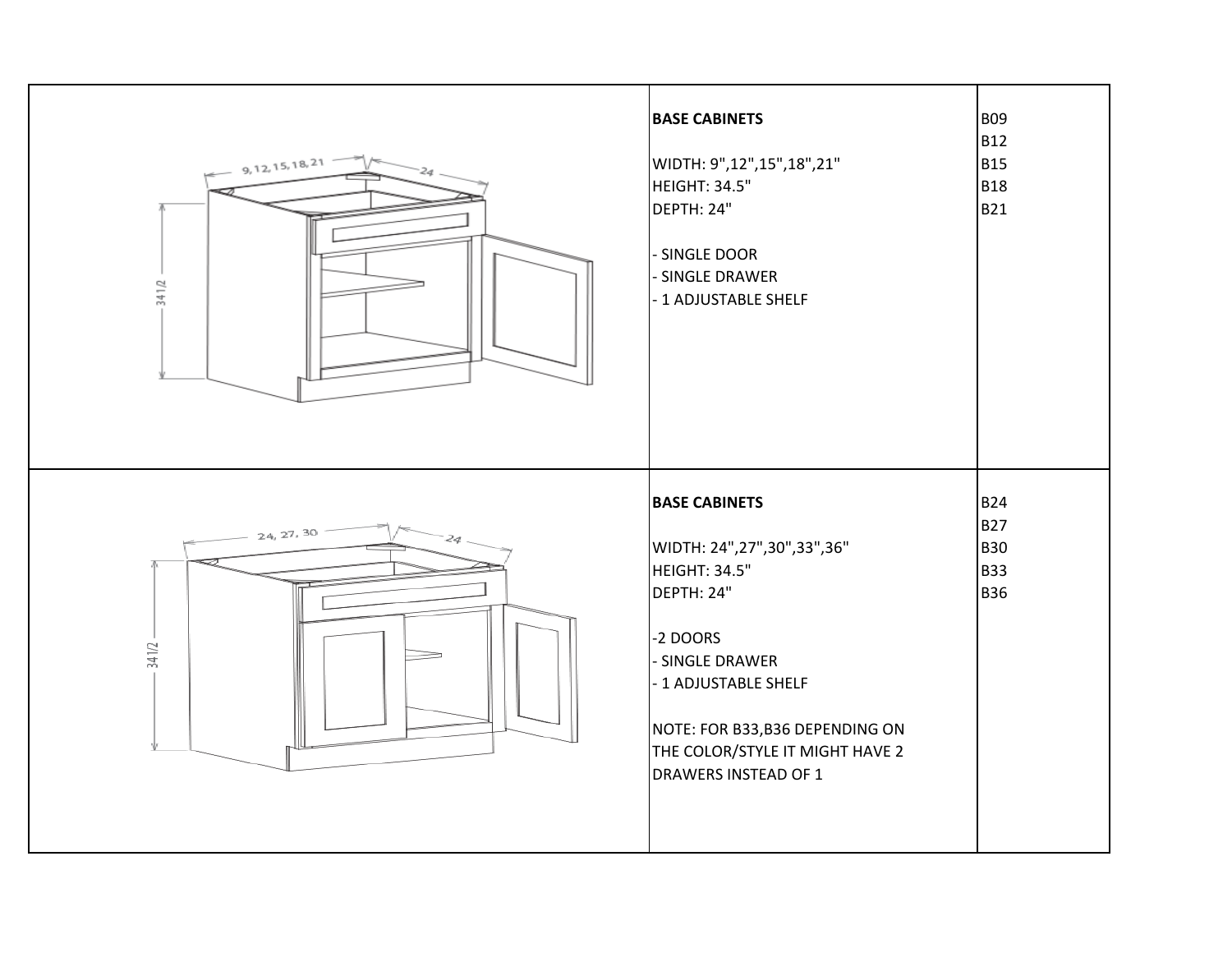| | | |
|---|---|---|
| | **BASE CABINETS**<br><br>WIDTH: 9",12",15",18",21"<br>HEIGHT: 34.5"<br>DEPTH: 24"<br><br>- SINGLE DOOR<br>- SINGLE DRAWER<br>- 1 ADJUSTABLE SHELF | B09<br>B12<br>B15<br>B18<br>B21 |
| | **BASE CABINETS**<br><br>WIDTH: 24",27",30",33",36"<br>HEIGHT: 34.5"<br>DEPTH: 24"<br><br>-2 DOORS<br>- SINGLE DRAWER<br>- 1 ADJUSTABLE SHELF<br><br>NOTE: FOR B33,B36 DEPENDING ON THE COLOR/STYLE IT MIGHT HAVE 2 DRAWERS INSTEAD OF 1 | B24<br>B27<br>B30<br>B33<br>B36 |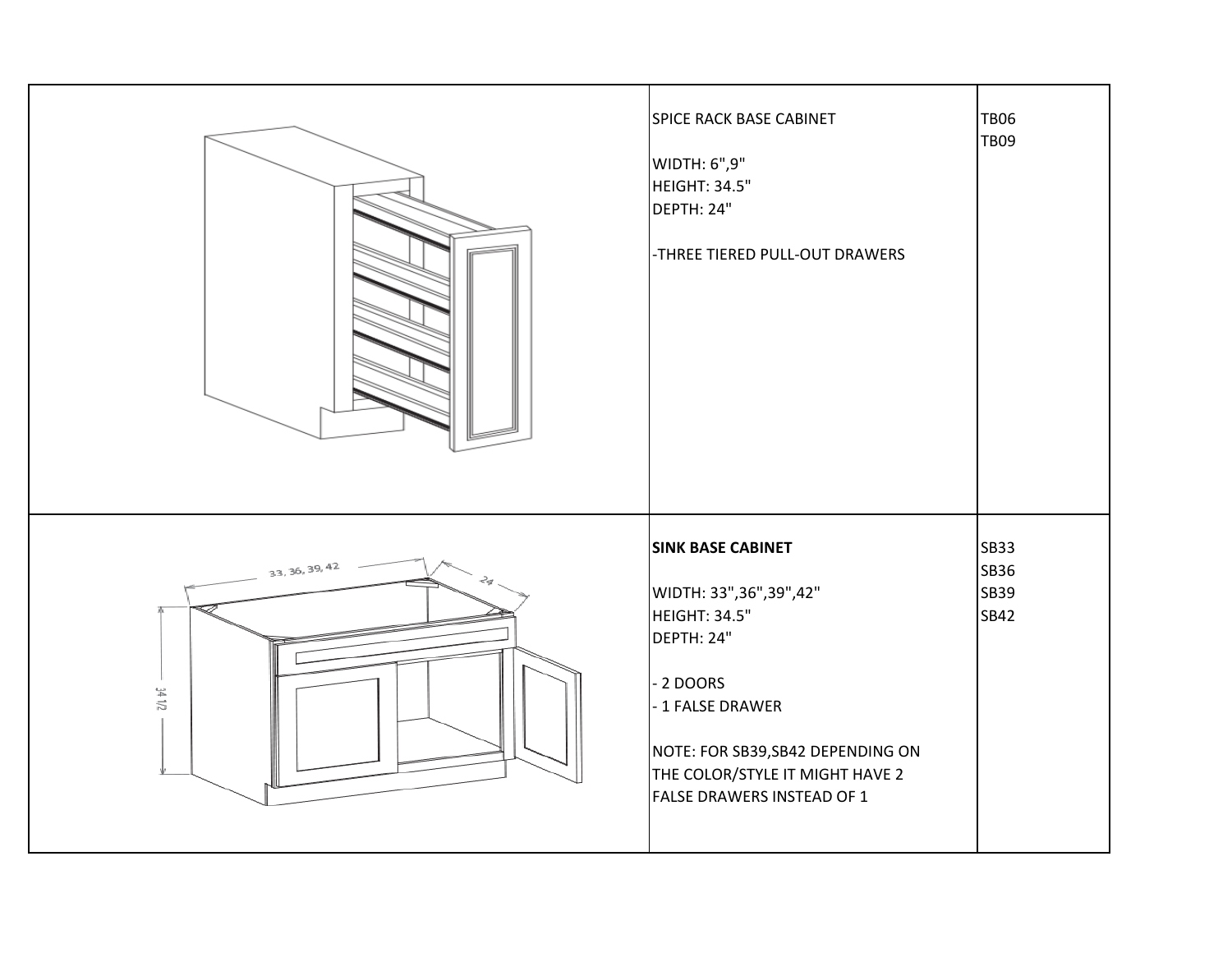| | | |
|---|---|---|
| | SPICE RACK BASE CABINET<br><br>WIDTH: 6",9"<br>HEIGHT: 34.5"<br>DEPTH: 24"<br><br>-THREE TIERED PULL-OUT DRAWERS | TB06<br>TB09 |
| | **SINK BASE CABINET**<br><br>WIDTH: 33",36",39",42"<br>HEIGHT: 34.5"<br>DEPTH: 24"<br><br>- 2 DOORS<br>- 1 FALSE DRAWER<br><br>NOTE: FOR SB39,SB42 DEPENDING ON THE COLOR/STYLE IT MIGHT HAVE 2 FALSE DRAWERS INSTEAD OF 1 | SB33<br>SB36<br>SB39<br>SB42 |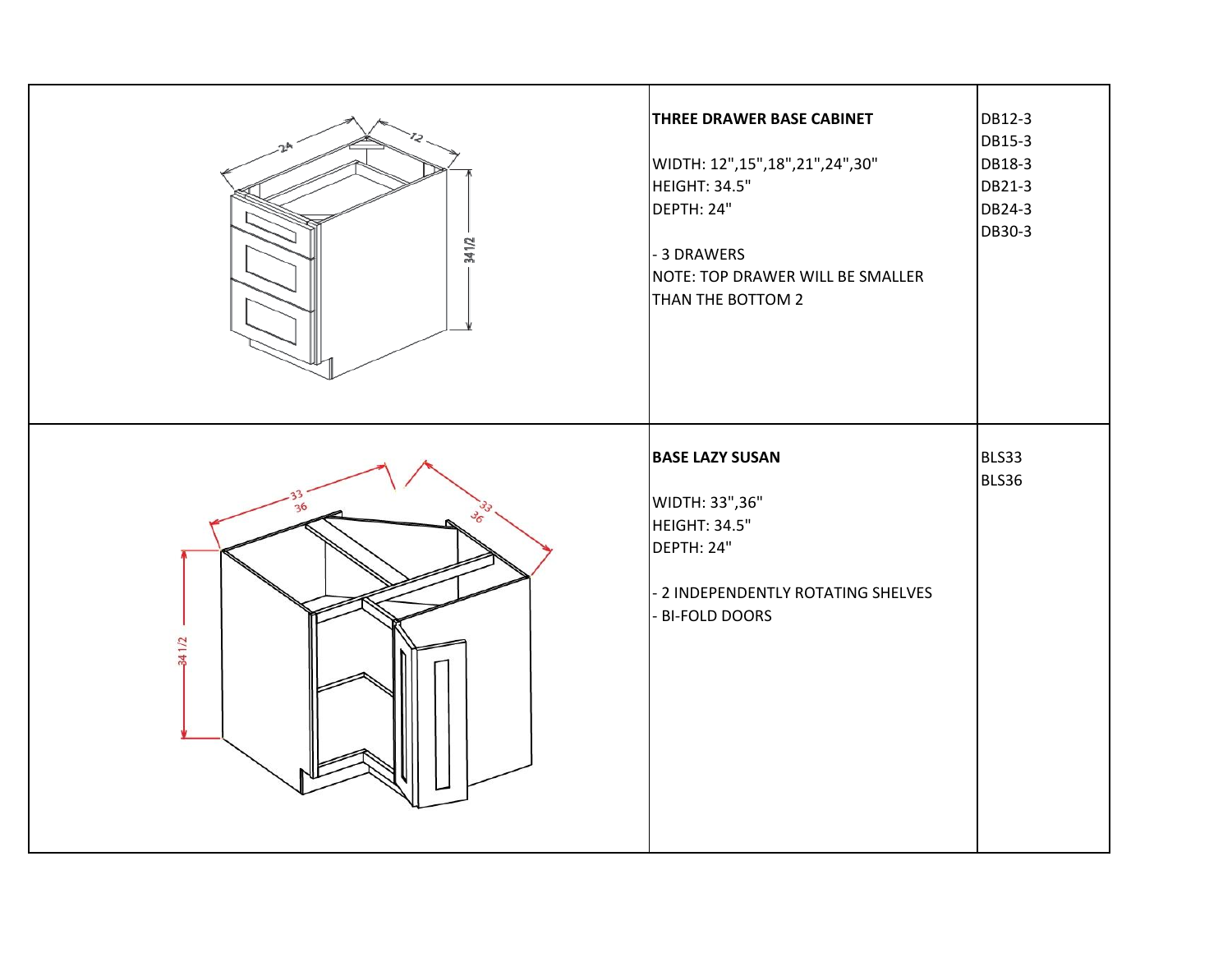| | | |
|---|---|---|
| | **THREE DRAWER BASE CABINET**<br><br>WIDTH: 12",15",18",21",24",30"<br>HEIGHT: 34.5"<br>DEPTH: 24"<br><br>- 3 DRAWERS<br>NOTE: TOP DRAWER WILL BE SMALLER THAN THE BOTTOM 2 | DB12-3<br>DB15-3<br>DB18-3<br>DB21-3<br>DB24-3<br>DB30-3 |
| | **BASE LAZY SUSAN**<br><br>WIDTH: 33",36"<br>HEIGHT: 34.5"<br>DEPTH: 24"<br><br>- 2 INDEPENDENTLY ROTATING SHELVES<br>- BI-FOLD DOORS | BLS33<br>BLS36 |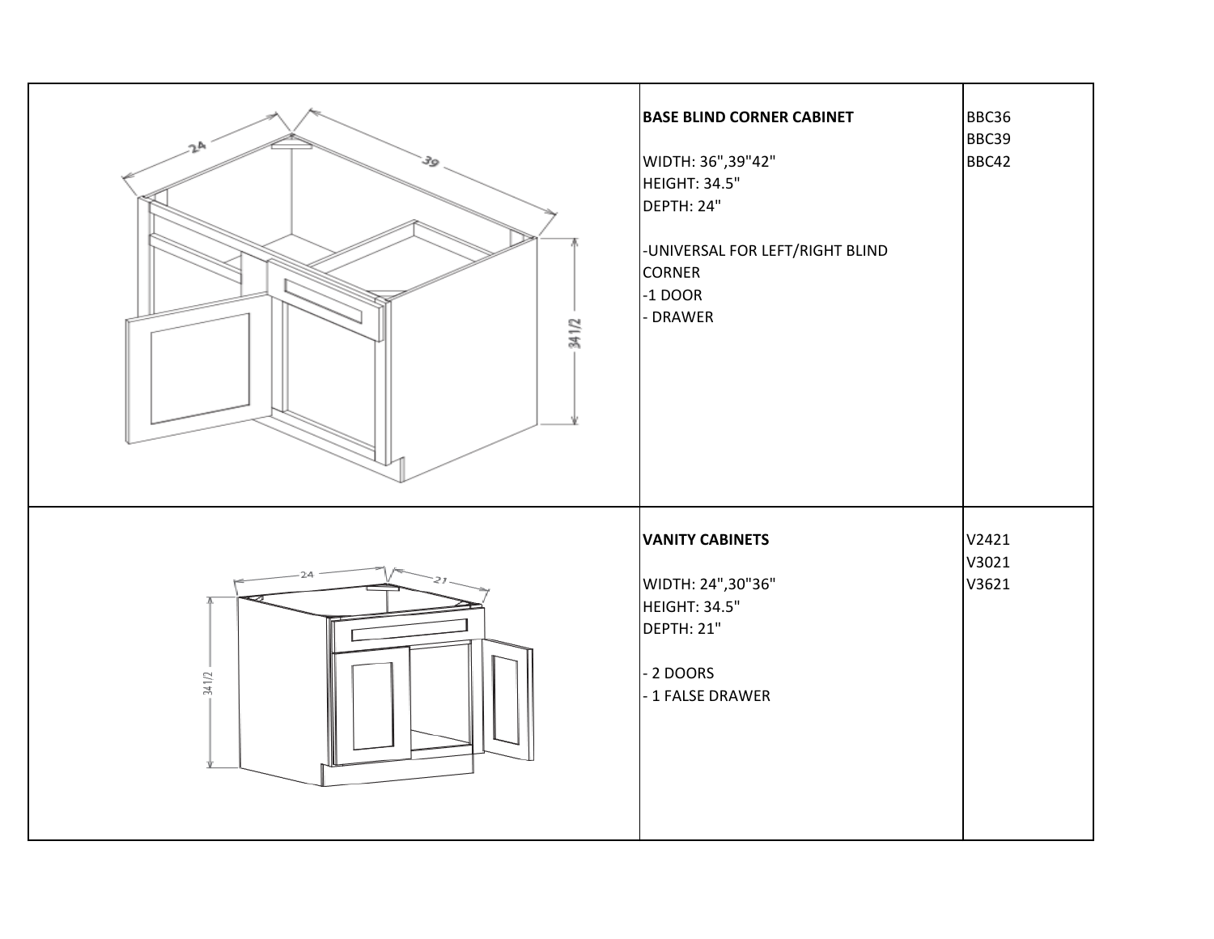| | | |
|---|---|---|
| | **BASE BLIND CORNER CABINET**<br><br>WIDTH: 36",39"42"<br>HEIGHT: 34.5"<br>DEPTH: 24"<br><br>-UNIVERSAL FOR LEFT/RIGHT BLIND CORNER<br>-1 DOOR<br>- DRAWER | BBC36<br>BBC39<br>BBC42 |
| | **VANITY CABINETS**<br><br>WIDTH: 24",30"36"<br>HEIGHT: 34.5"<br>DEPTH: 21"<br><br>- 2 DOORS<br>- 1 FALSE DRAWER | V2421<br>V3021<br>V3621 |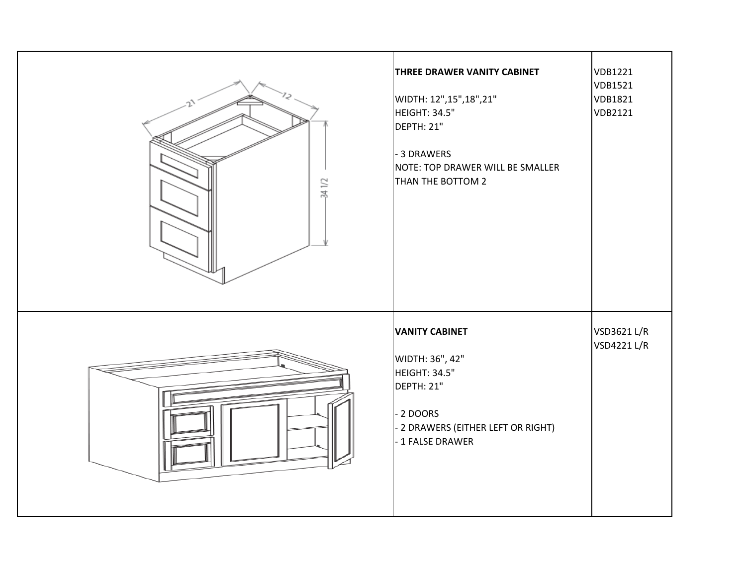| | | |
|---|---|---|
| | **THREE DRAWER VANITY CABINET**<br><br>WIDTH: 12",15",18",21"<br>HEIGHT: 34.5"<br>DEPTH: 21"<br><br>- 3 DRAWERS<br>NOTE: TOP DRAWER WILL BE SMALLER THAN THE BOTTOM 2 | VDB1221<br>VDB1521<br>VDB1821<br>VDB2121 |
| | **VANITY CABINET**<br><br>WIDTH: 36", 42"<br>HEIGHT: 34.5"<br>DEPTH: 21"<br><br>- 2 DOORS<br>- 2 DRAWERS (EITHER LEFT OR RIGHT)<br>- 1 FALSE DRAWER | VSD3621 L/R<br>VSD4221 L/R |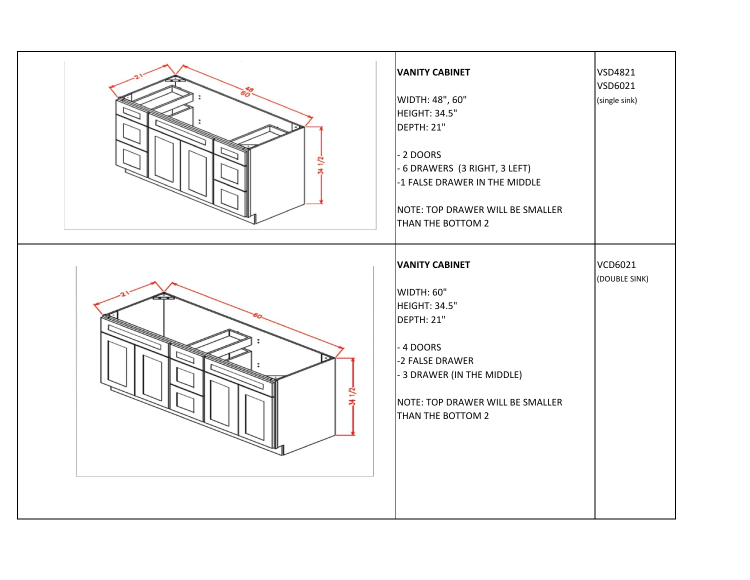| | | |
|---|---|---|
| | **VANITY CABINET**<br><br>WIDTH: 48", 60"<br>HEIGHT: 34.5"<br>DEPTH: 21"<br><br>- 2 DOORS<br>- 6 DRAWERS (3 RIGHT, 3 LEFT)<br>-1 FALSE DRAWER IN THE MIDDLE<br><br>NOTE: TOP DRAWER WILL BE SMALLER THAN THE BOTTOM 2 | VSD4821<br>VSD6021<br>(single sink) |
| | **VANITY CABINET**<br><br>WIDTH: 60"<br>HEIGHT: 34.5"<br>DEPTH: 21"<br><br>- 4 DOORS<br>-2 FALSE DRAWER<br>- 3 DRAWER (IN THE MIDDLE)<br><br>NOTE: TOP DRAWER WILL BE SMALLER THAN THE BOTTOM 2 | VCD6021<br>(DOUBLE SINK) |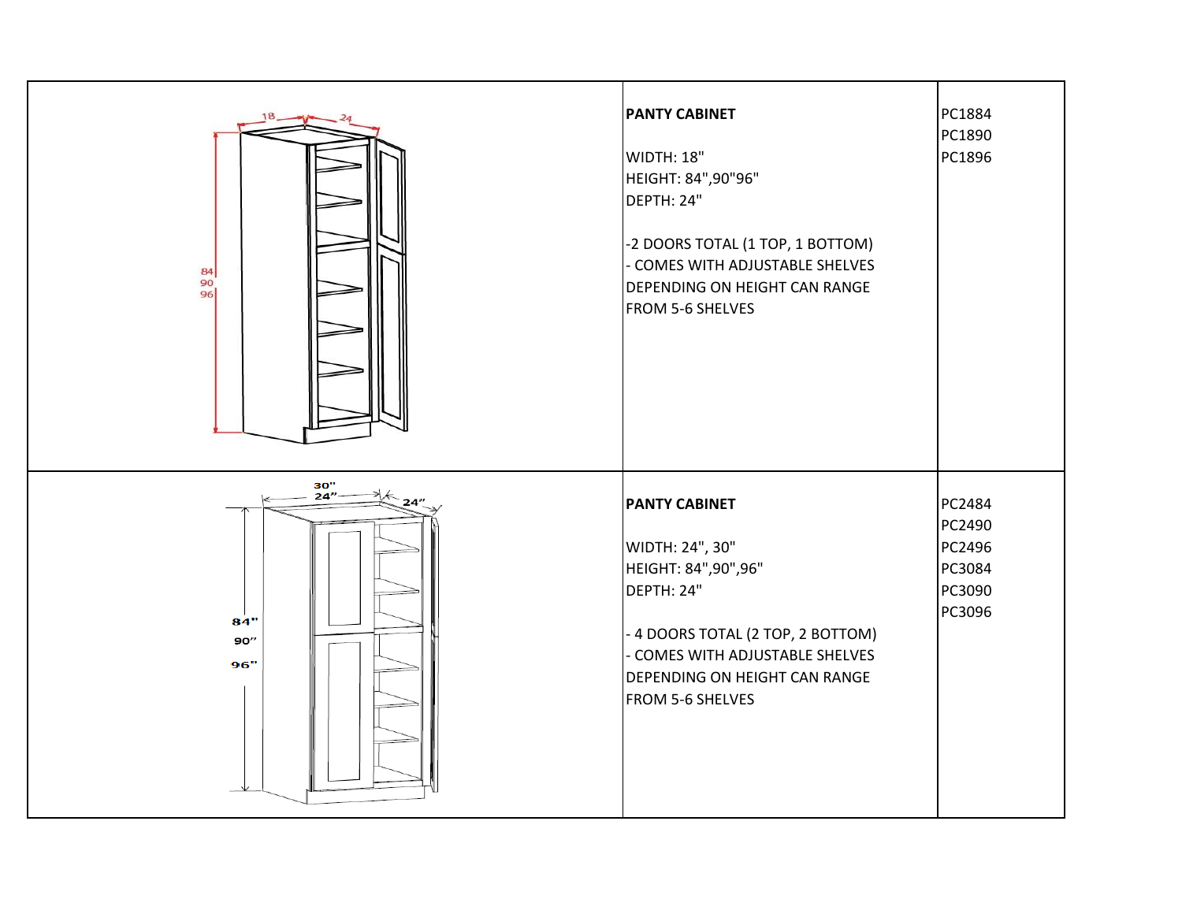| | | |
|---|---|---|
| | **PANTY CABINET**<br><br>WIDTH: 18"<br>HEIGHT: 84",90"96"<br>DEPTH: 24"<br><br>-2 DOORS TOTAL (1 TOP, 1 BOTTOM)<br>- COMES WITH ADJUSTABLE SHELVES DEPENDING ON HEIGHT CAN RANGE FROM 5-6 SHELVES | PC1884<br>PC1890<br>PC1896 |
| | **PANTY CABINET**<br><br>WIDTH: 24", 30"<br>HEIGHT: 84",90",96"<br>DEPTH: 24"<br><br>- 4 DOORS TOTAL (2 TOP, 2 BOTTOM)<br>- COMES WITH ADJUSTABLE SHELVES DEPENDING ON HEIGHT CAN RANGE FROM 5-6 SHELVES | PC2484<br>PC2490<br>PC2496<br>PC3084<br>PC3090<br>PC3096 |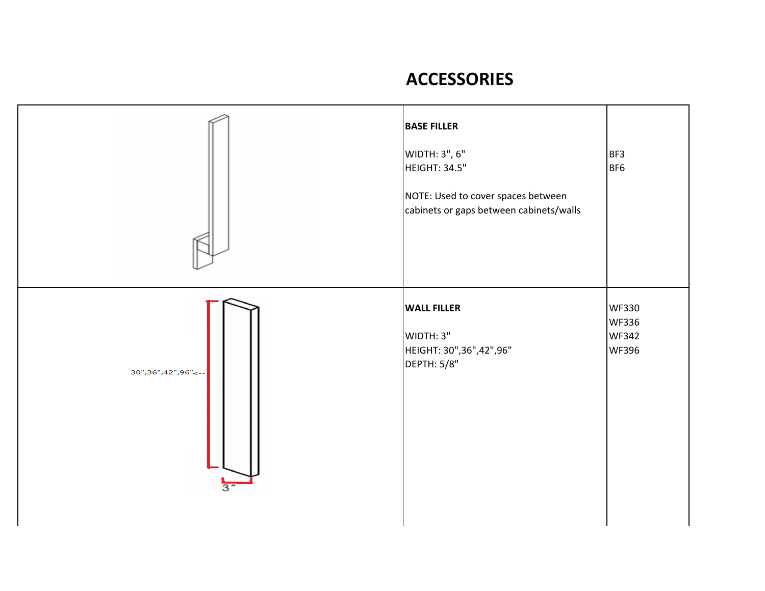# ACCESSORIES

| | | |
|---|---|---|
| | **BASE FILLER**<br><br>WIDTH: 3", 6"<br>HEIGHT: 34.5"<br><br>NOTE: Used to cover spaces between cabinets or gaps between cabinets/walls | BF3<br>BF6 |
| 30",36",42",96"<--<br>3" | **WALL FILLER**<br><br>WIDTH: 3"<br>HEIGHT: 30",36",42",96"<br>DEPTH: 5/8" | WF330<br>WF336<br>WF342<br>WF396 |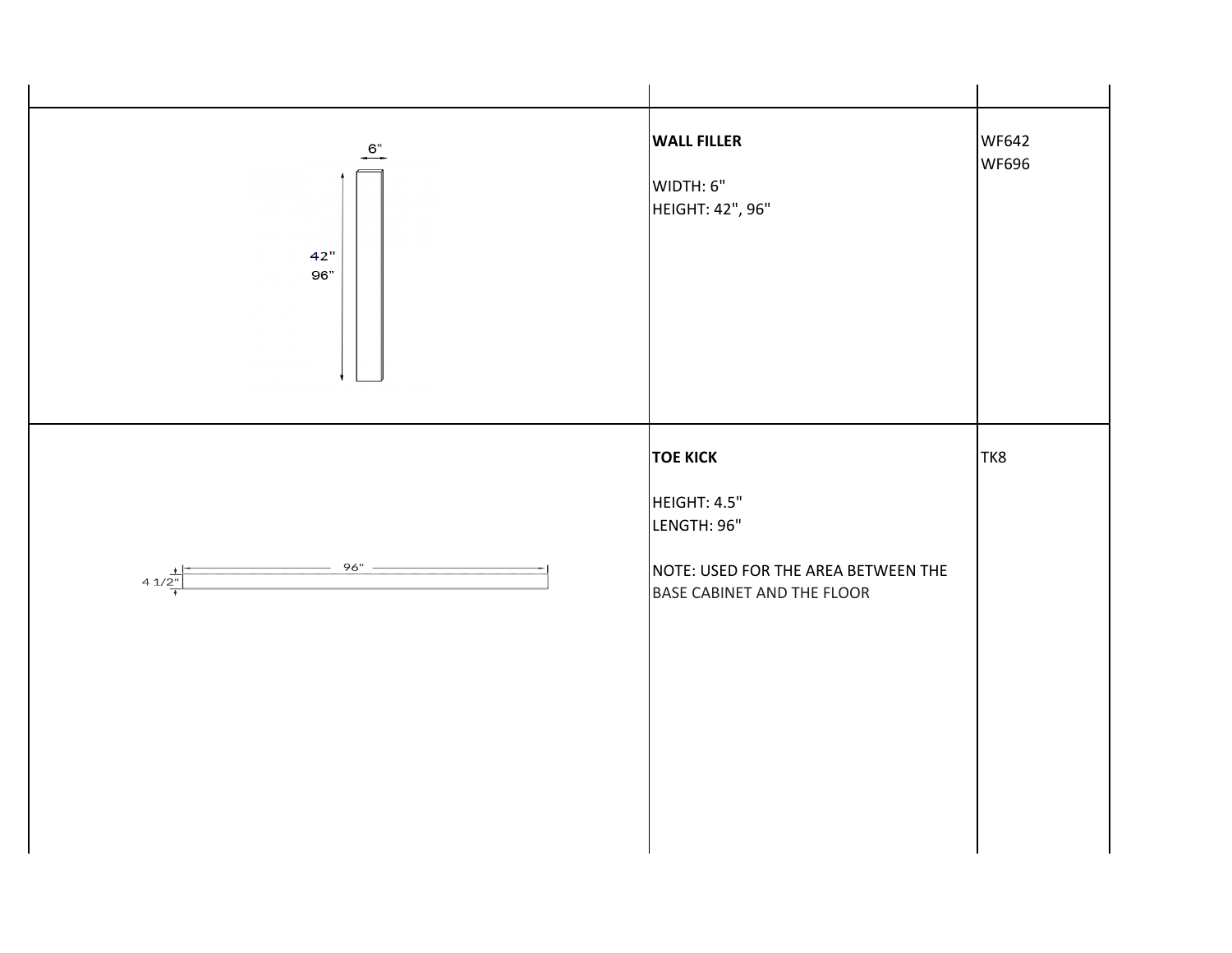| | | |
|---|---|---|
| 6"<br>42"<br>96" | **WALL FILLER**<br><br>WIDTH: 6"<br>HEIGHT: 42", 96" | WF642<br>WF696 |
| 96"<br>4 1/2" | **TOE KICK**<br><br>HEIGHT: 4.5"<br>LENGTH: 96"<br><br>NOTE: USED FOR THE AREA BETWEEN THE BASE CABINET AND THE FLOOR | TK8 |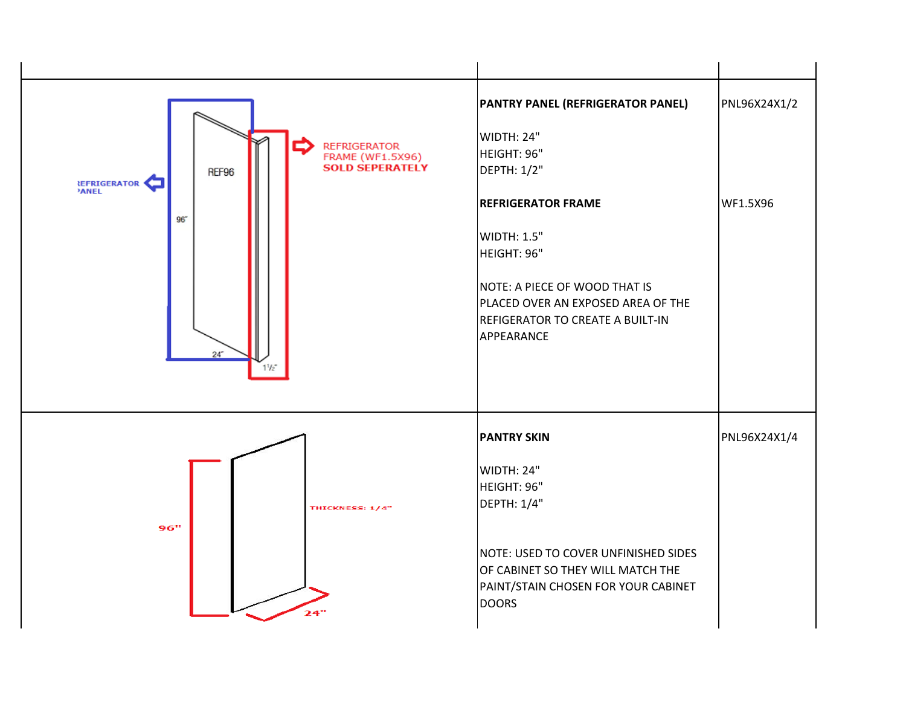| | | |
|---|---|---|
| | **PANTRY PANEL (REFRIGERATOR PANEL)**<br><br>WIDTH: 24"<br>HEIGHT: 96"<br>DEPTH: 1/2"<br><br>**REFRIGERATOR FRAME**<br><br>WIDTH: 1.5"<br>HEIGHT: 96"<br><br>NOTE: A PIECE OF WOOD THAT IS PLACED OVER AN EXPOSED AREA OF THE REFIGERATOR TO CREATE A BUILT-IN APPEARANCE | PNL96X24X1/2<br><br><br><br><br><br>WF1.5X96 |
| | **PANTRY SKIN**<br><br>WIDTH: 24"<br>HEIGHT: 96"<br>DEPTH: 1/4"<br><br>NOTE: USED TO COVER UNFINISHED SIDES OF CABINET SO THEY WILL MATCH THE PAINT/STAIN CHOSEN FOR YOUR CABINET DOORS | PNL96X24X1/4 |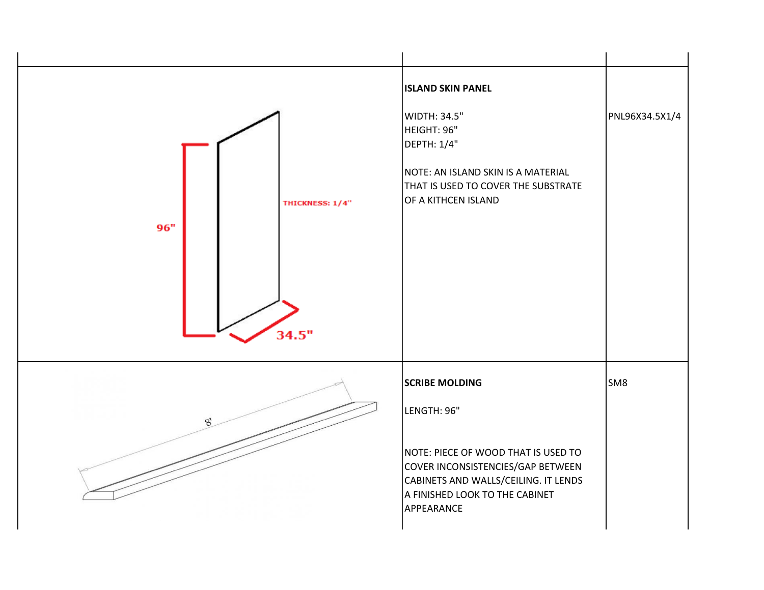| | | |
|---|---|---|
| | **ISLAND SKIN PANEL**<br><br>WIDTH: 34.5"<br>HEIGHT: 96"<br>DEPTH: 1/4"<br><br>NOTE: AN ISLAND SKIN IS A MATERIAL THAT IS USED TO COVER THE SUBSTRATE OF A KITHCEN ISLAND | PNL96X34.5X1/4 |
| | **SCRIBE MOLDING**<br><br>LENGTH: 96"<br><br>NOTE: PIECE OF WOOD THAT IS USED TO COVER INCONSISTENCIES/GAP BETWEEN CABINETS AND WALLS/CEILING. IT LENDS A FINISHED LOOK TO THE CABINET APPEARANCE | SM8 |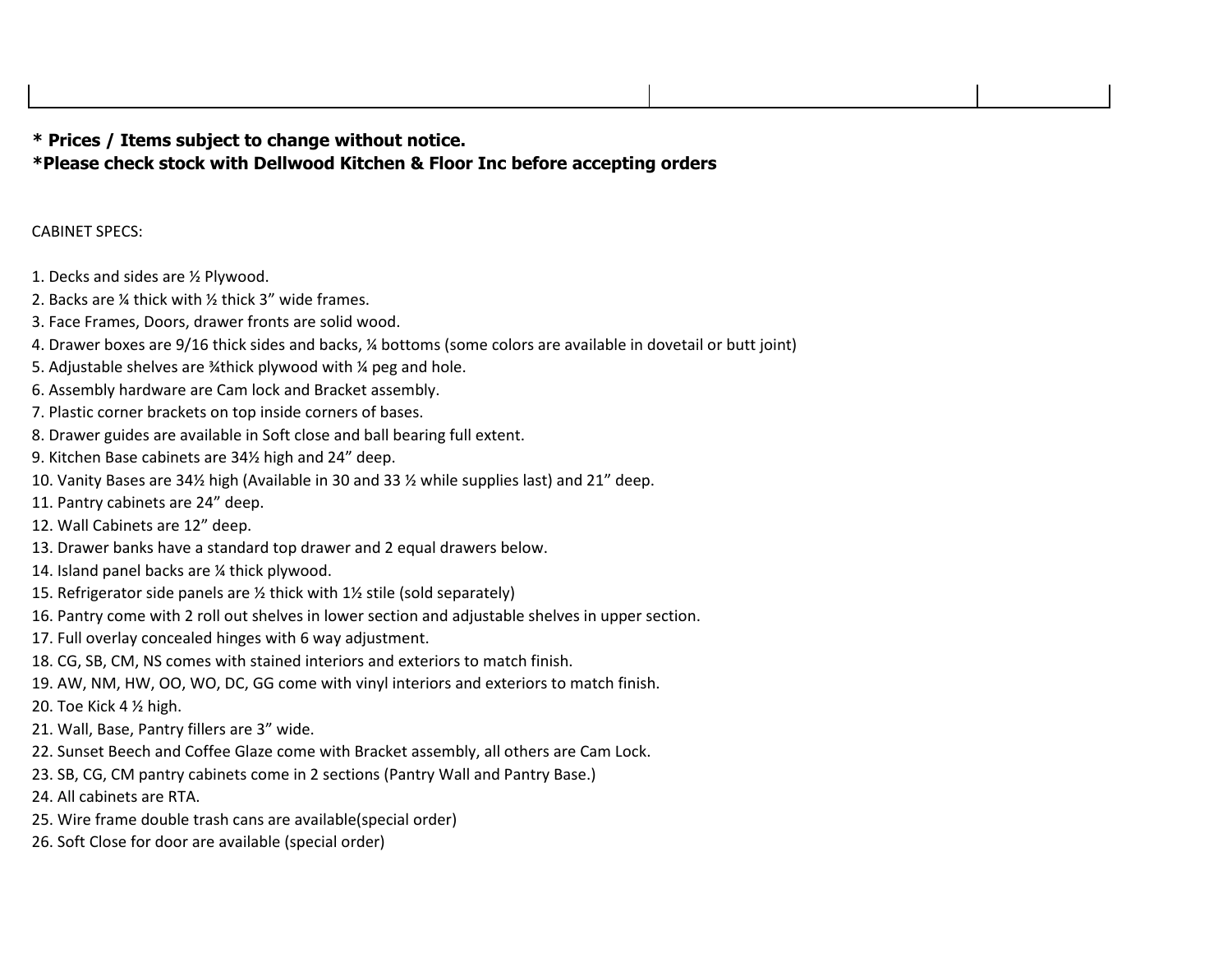**\* Prices / Items subject to change without notice.**
**\*Please check stock with Dellwood Kitchen & Floor Inc before accepting orders**

CABINET SPECS:

1. Decks and sides are ½ Plywood.
2. Backs are ¼ thick with ½ thick 3" wide frames.
3. Face Frames, Doors, drawer fronts are solid wood.
4. Drawer boxes are 9/16 thick sides and backs, ¼ bottoms (some colors are available in dovetail or butt joint)
5. Adjustable shelves are ¾thick plywood with ¼ peg and hole.
6. Assembly hardware are Cam lock and Bracket assembly.
7. Plastic corner brackets on top inside corners of bases.
8. Drawer guides are available in Soft close and ball bearing full extent.
9. Kitchen Base cabinets are 34½ high and 24" deep.
10. Vanity Bases are 34½ high (Available in 30 and 33 ½ while supplies last) and 21" deep.
11. Pantry cabinets are 24" deep.
12. Wall Cabinets are 12" deep.
13. Drawer banks have a standard top drawer and 2 equal drawers below.
14. Island panel backs are ¼ thick plywood.
15. Refrigerator side panels are ½ thick with 1½ stile (sold separately)
16. Pantry come with 2 roll out shelves in lower section and adjustable shelves in upper section.
17. Full overlay concealed hinges with 6 way adjustment.
18. CG, SB, CM, NS comes with stained interiors and exteriors to match finish.
19. AW, NM, HW, OO, WO, DC, GG come with vinyl interiors and exteriors to match finish.
20. Toe Kick 4 ½ high.
21. Wall, Base, Pantry fillers are 3" wide.
22. Sunset Beech and Coffee Glaze come with Bracket assembly, all others are Cam Lock.
23. SB, CG, CM pantry cabinets come in 2 sections (Pantry Wall and Pantry Base.)
24. All cabinets are RTA.
25. Wire frame double trash cans are available(special order)
26. Soft Close for door are available (special order)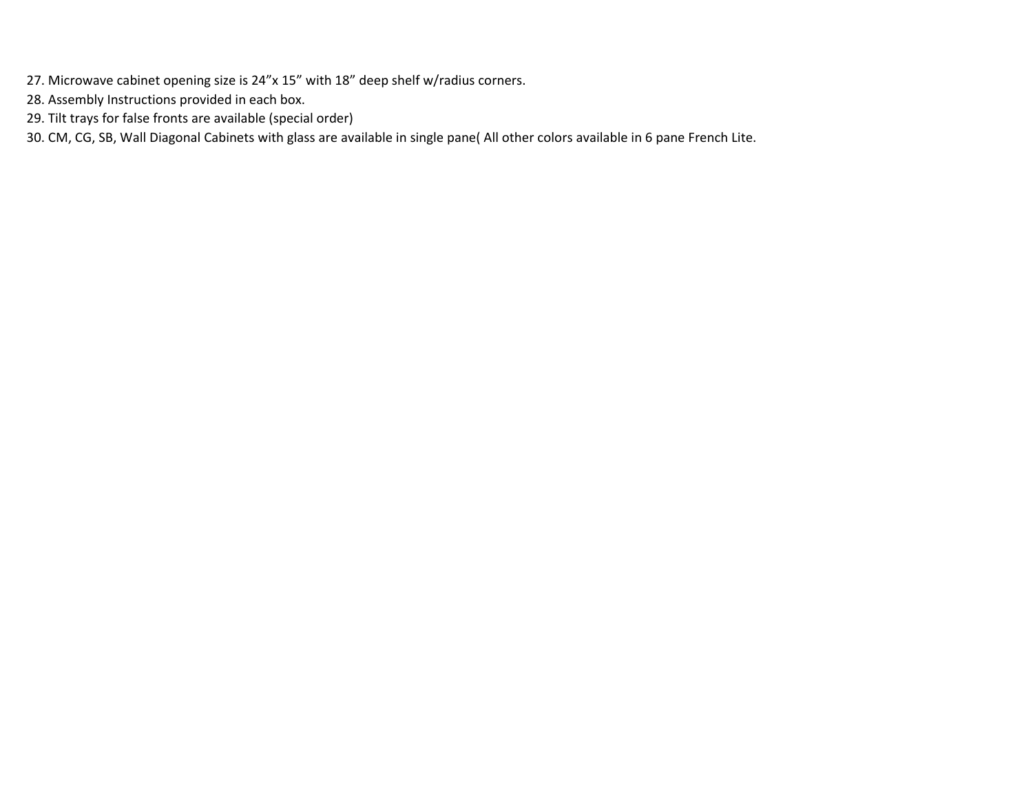27. Microwave cabinet opening size is 24”x 15” with 18” deep shelf w/radius corners.
28. Assembly Instructions provided in each box.
29. Tilt trays for false fronts are available (special order)
30. CM, CG, SB, Wall Diagonal Cabinets with glass are available in single pane( All other colors available in 6 pane French Lite.